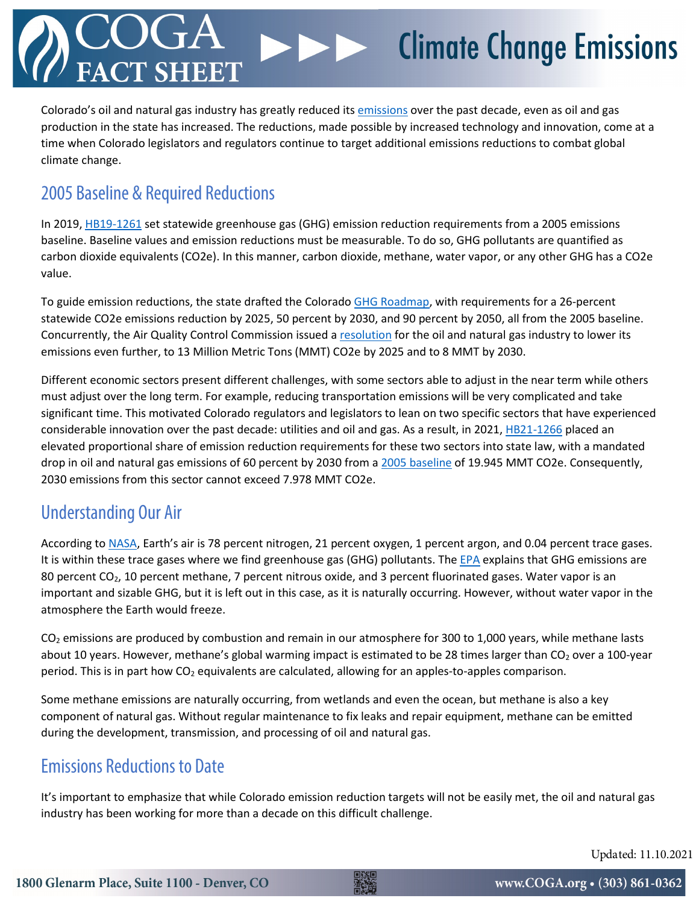# COGA FACT SHEET — Climate Change Emissions

Colorado's oil and natural gas industry has greatly reduced its emissions over the past decade, even as oil and gas production in the state has increased. The reductions, made possible by increased technology and innovation, come at a time when Colorado legislators and regulators continue to target additional emissions reductions to combat global climate change.

## 2005 Baseline & Required Reductions

In 2019, HB19-1261 set statewide greenhouse gas (GHG) emission reduction requirements from a 2005 emissions baseline. Baseline values and emission reductions must be measurable. To do so, GHG pollutants are quantified as carbon dioxide equivalents (CO2e). In this manner, carbon dioxide, methane, water vapor, or any other GHG has a CO2e value.

To guide emission reductions, the state drafted the Colorado GHG Roadmap, with requirements for a 26-percent statewide CO2e emissions reduction by 2025, 50 percent by 2030, and 90 percent by 2050, all from the 2005 baseline. Concurrently, the Air Quality Control Commission issued a resolution for the oil and natural gas industry to lower its emissions even further, to 13 Million Metric Tons (MMT) CO2e by 2025 and to 8 MMT by 2030.

Different economic sectors present different challenges, with some sectors able to adjust in the near term while others must adjust over the long term. For example, reducing transportation emissions will be very complicated and take significant time. This motivated Colorado regulators and legislators to lean on two specific sectors that have experienced considerable innovation over the past decade: utilities and oil and gas. As a result, in 2021, HB21-1266 placed an elevated proportional share of emission reduction requirements for these two sectors into state law, with a mandated drop in oil and natural gas emissions of 60 percent by 2030 from a 2005 baseline of 19.945 MMT CO2e. Consequently, 2030 emissions from this sector cannot exceed 7.978 MMT CO2e.

## Understanding Our Air

According to NASA, Earth's air is 78 percent nitrogen, 21 percent oxygen, 1 percent argon, and 0.04 percent trace gases. It is within these trace gases where we find greenhouse gas (GHG) pollutants. The EPA explains that GHG emissions are 80 percent $CO_2$, 10 percent methane, 7 percent nitrous oxide, and 3 percent fluorinated gases. Water vapor is an important and sizable GHG, but it is left out in this case, as it is naturally occurring. However, without water vapor in the atmosphere the Earth would freeze.

$CO_2$ emissions are produced by combustion and remain in our atmosphere for 300 to 1,000 years, while methane lasts about 10 years. However, methane's global warming impact is estimated to be 28 times larger than $CO_2$ over a 100-year period. This is in part how $CO_2$ equivalents are calculated, allowing for an apples-to-apples comparison.

Some methane emissions are naturally occurring, from wetlands and even the ocean, but methane is also a key component of natural gas. Without regular maintenance to fix leaks and repair equipment, methane can be emitted during the development, transmission, and processing of oil and natural gas.

## Emissions Reductions to Date

It's important to emphasize that while Colorado emission reduction targets will not be easily met, the oil and natural gas industry has been working for more than a decade on this difficult challenge.

Updated: 11.10.2021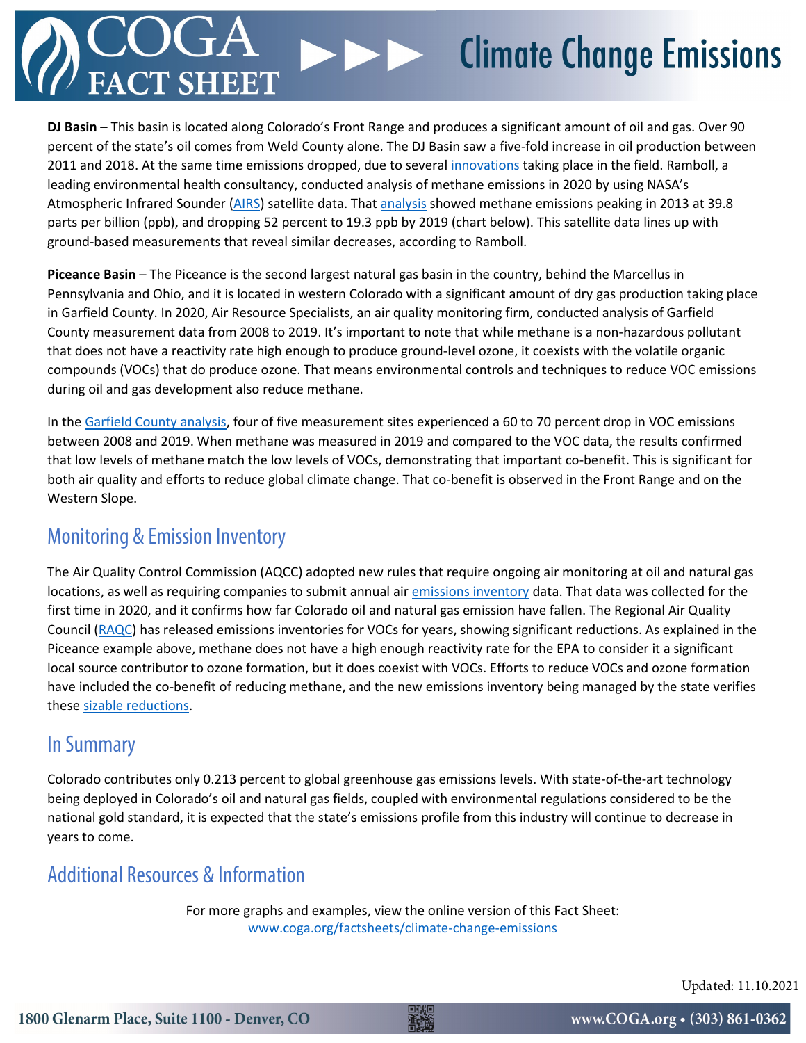**DJ Basin** – This basin is located along Colorado's Front Range and produces a significant amount of oil and gas. Over 90 percent of the state's oil comes from Weld County alone. The DJ Basin saw a five-fold increase in oil production between 2011 and 2018. At the same time emissions dropped, due to several innovations taking place in the field. Ramboll, a leading environmental health consultancy, conducted analysis of methane emissions in 2020 by using NASA's Atmospheric Infrared Sounder (AIRS) satellite data. That analysis showed methane emissions peaking in 2013 at 39.8 parts per billion (ppb), and dropping 52 percent to 19.3 ppb by 2019 (chart below). This satellite data lines up with ground-based measurements that reveal similar decreases, according to Ramboll.

**Piceance Basin** – The Piceance is the second largest natural gas basin in the country, behind the Marcellus in Pennsylvania and Ohio, and it is located in western Colorado with a significant amount of dry gas production taking place in Garfield County. In 2020, Air Resource Specialists, an air quality monitoring firm, conducted analysis of Garfield County measurement data from 2008 to 2019. It's important to note that while methane is a non-hazardous pollutant that does not have a reactivity rate high enough to produce ground-level ozone, it coexists with the volatile organic compounds (VOCs) that do produce ozone. That means environmental controls and techniques to reduce VOC emissions during oil and gas development also reduce methane.

In the Garfield County analysis, four of five measurement sites experienced a 60 to 70 percent drop in VOC emissions between 2008 and 2019. When methane was measured in 2019 and compared to the VOC data, the results confirmed that low levels of methane match the low levels of VOCs, demonstrating that important co-benefit. This is significant for both air quality and efforts to reduce global climate change. That co-benefit is observed in the Front Range and on the Western Slope.

## Monitoring & Emission Inventory

The Air Quality Control Commission (AQCC) adopted new rules that require ongoing air monitoring at oil and natural gas locations, as well as requiring companies to submit annual air emissions inventory data. That data was collected for the first time in 2020, and it confirms how far Colorado oil and natural gas emission have fallen. The Regional Air Quality Council (RAQC) has released emissions inventories for VOCs for years, showing significant reductions. As explained in the Piceance example above, methane does not have a high enough reactivity rate for the EPA to consider it a significant local source contributor to ozone formation, but it does coexist with VOCs. Efforts to reduce VOCs and ozone formation have included the co-benefit of reducing methane, and the new emissions inventory being managed by the state verifies these sizable reductions.

## In Summary

Colorado contributes only 0.213 percent to global greenhouse gas emissions levels. With state-of-the-art technology being deployed in Colorado's oil and natural gas fields, coupled with environmental regulations considered to be the national gold standard, it is expected that the state's emissions profile from this industry will continue to decrease in years to come.

## Additional Resources & Information

For more graphs and examples, view the online version of this Fact Sheet:
www.coga.org/factsheets/climate-change-emissions

Updated: 11.10.2021